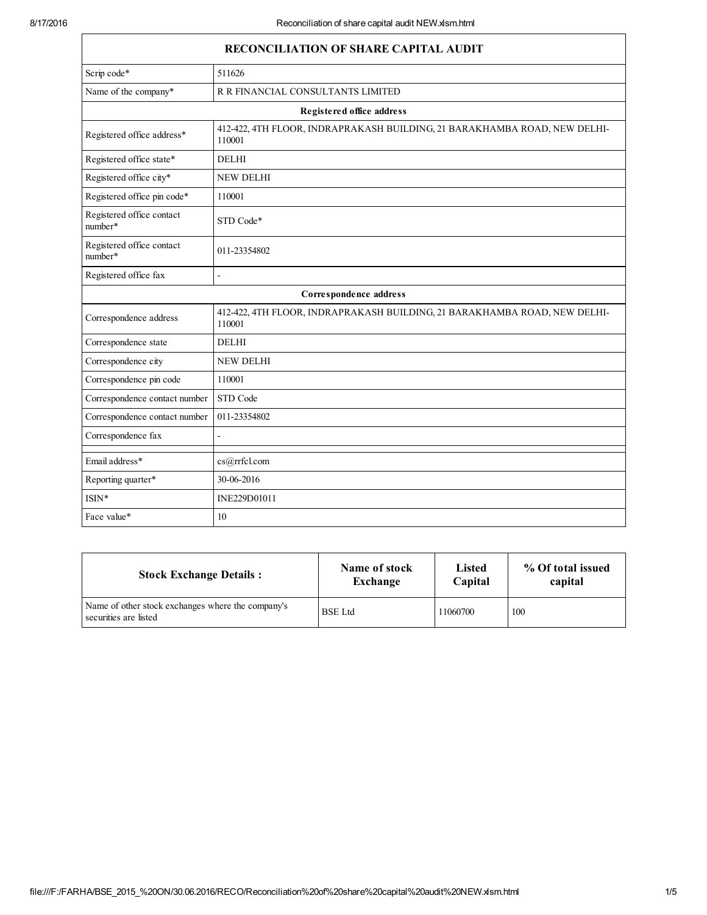| RECONCILIATION OF SHARE CAPITAL AUDIT | |
|---|---|
| Scrip code* | 511626 |
| Name of the company* | R R FINANCIAL CONSULTANTS LIMITED |
| **Registered office address** | |
| Registered office address* | 412-422, 4TH FLOOR, INDRAPRAKASH BUILDING, 21 BARAKHAMBA ROAD, NEW DELHI-110001 |
| Registered office state* | DELHI |
| Registered office city* | NEW DELHI |
| Registered office pin code* | 110001 |
| Registered office contact number* | STD Code* |
| Registered office contact number* | 011-23354802 |
| Registered office fax | - |
| **Correspondence address** | |
| Correspondence address | 412-422, 4TH FLOOR, INDRAPRAKASH BUILDING, 21 BARAKHAMBA ROAD, NEW DELHI-110001 |
| Correspondence state | DELHI |
| Correspondence city | NEW DELHI |
| Correspondence pin code | 110001 |
| Correspondence contact number | STD Code |
| Correspondence contact number | 011-23354802 |
| Correspondence fax | - |
| Email address* | cs@rrfcl.com |
| Reporting quarter* | 30-06-2016 |
| ISIN* | INE229D01011 |
| Face value* | 10 |

| Stock Exchange Details : | Name of stock Exchange | Listed Capital | % Of total issued capital |
|---|---|---|---|
| Name of other stock exchanges where the company's securities are listed | BSE Ltd | 11060700 | 100 |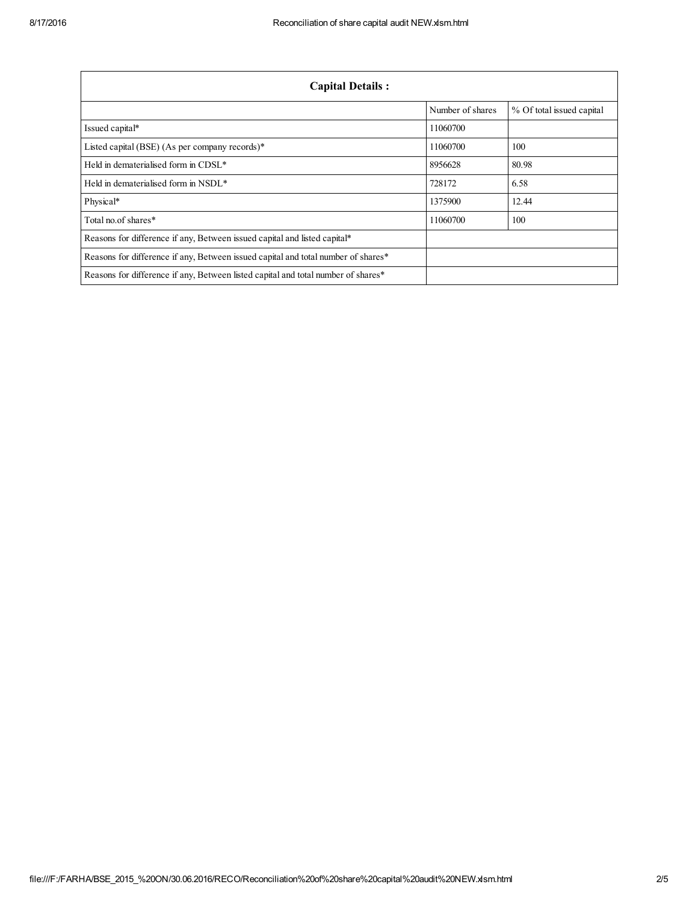| Capital Details : | | |
|---|---|---|
| | Number of shares | % Of total issued capital |
| Issued capital* | 11060700 | |
| Listed capital (BSE) (As per company records)* | 11060700 | 100 |
| Held in dematerialised form in CDSL* | 8956628 | 80.98 |
| Held in dematerialised form in NSDL* | 728172 | 6.58 |
| Physical* | 1375900 | 12.44 |
| Total no.of shares* | 11060700 | 100 |
| Reasons for difference if any, Between issued capital and listed capital* | | |
| Reasons for difference if any, Between issued capital and total number of shares* | | |
| Reasons for difference if any, Between listed capital and total number of shares* | | |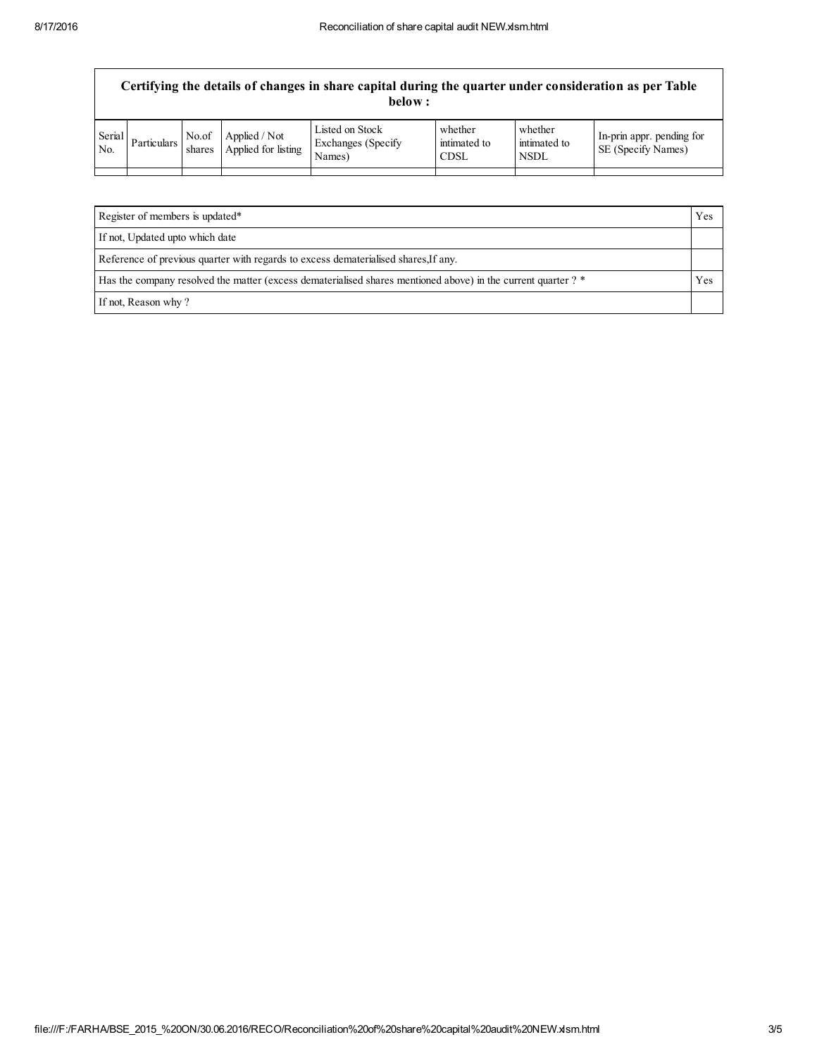**Certifying the details of changes in share capital during the quarter under consideration as per Table below :**

| Serial No. | Particulars | No.of shares | Applied / Not Applied for listing | Listed on Stock Exchanges (Specify Names) | whether intimated to CDSL | whether intimated to NSDL | In-prin appr. pending for SE (Specify Names) |
|---|---|---|---|---|---|---|---|
| | | | | | | | |

| | |
|---|---|
| Register of members is updated* | Yes |
| If not, Updated upto which date | |
| Reference of previous quarter with regards to excess dematerialised shares,If any. | |
| Has the company resolved the matter (excess dematerialised shares mentioned above) in the current quarter ? * | Yes |
| If not, Reason why ? | |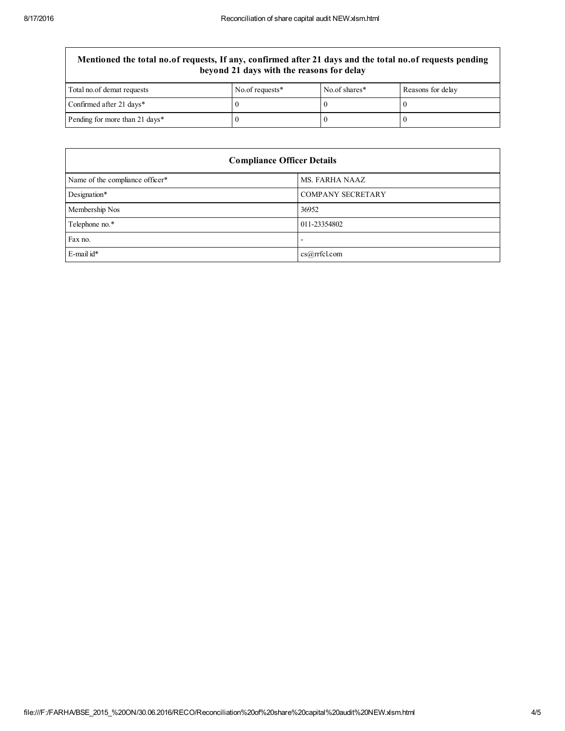| Mentioned the total no.of requests, If any, confirmed after 21 days and the total no.of requests pending beyond 21 days with the reasons for delay | | | |
|---|---|---|---|
| Total no.of demat requests | No.of requests* | No.of shares* | Reasons for delay |
| Confirmed after 21 days* | 0 | 0 | 0 |
| Pending for more than 21 days* | 0 | 0 | 0 |

| Compliance Officer Details | |
|---|---|
| Name of the compliance officer* | MS. FARHA NAAZ |
| Designation* | COMPANY SECRETARY |
| Membership Nos | 36952 |
| Telephone no.* | 011-23354802 |
| Fax no. | - |
| E-mail id* | cs@rrfcl.com |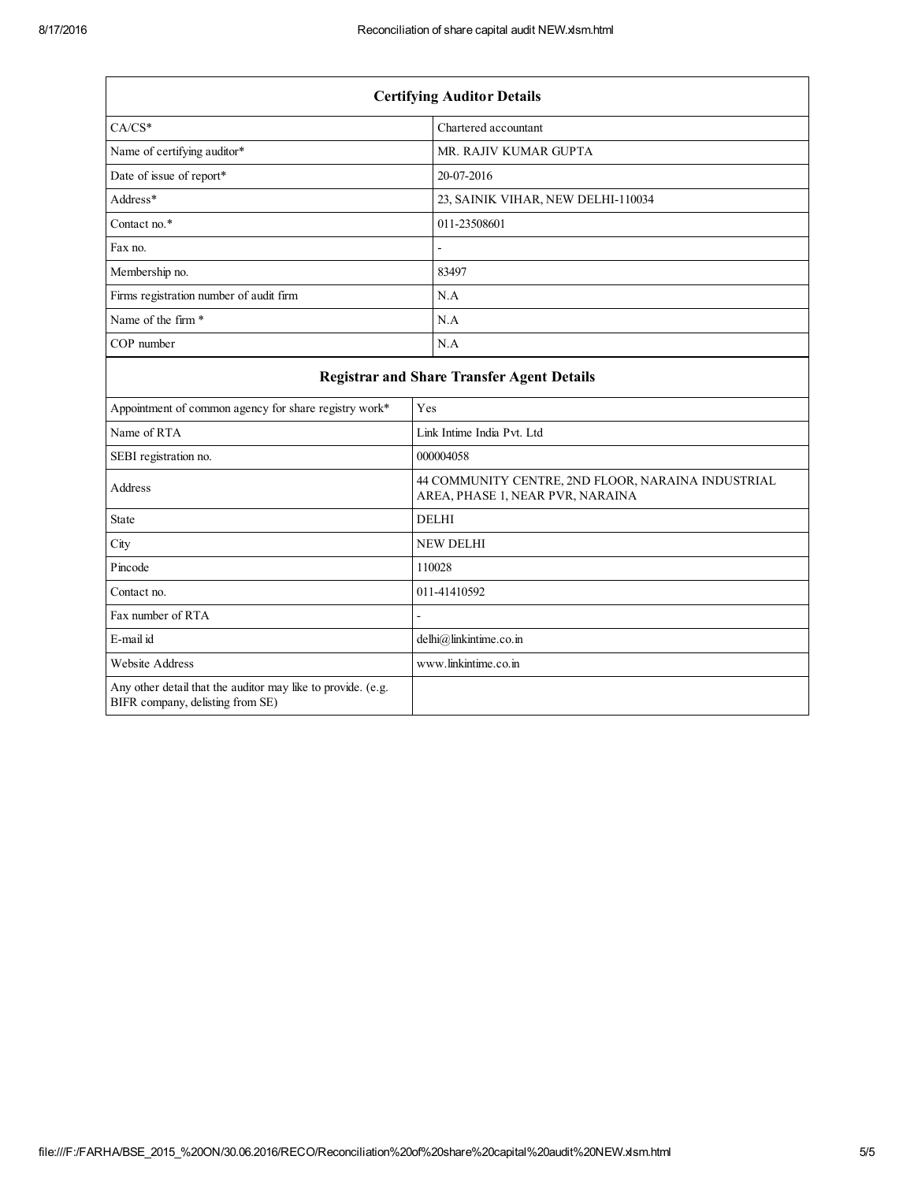## Certifying Auditor Details

| | |
|---|---|
| CA/CS* | Chartered accountant |
| Name of certifying auditor* | MR. RAJIV KUMAR GUPTA |
| Date of issue of report* | 20-07-2016 |
| Address* | 23, SAINIK VIHAR, NEW DELHI-110034 |
| Contact no.* | 011-23508601 |
| Fax no. | - |
| Membership no. | 83497 |
| Firms registration number of audit firm | N.A |
| Name of the firm * | N.A |
| COP number | N.A |

## Registrar and Share Transfer Agent Details

| | |
|---|---|
| Appointment of common agency for share registry work* | Yes |
| Name of RTA | Link Intime India Pvt. Ltd |
| SEBI registration no. | 000004058 |
| Address | 44 COMMUNITY CENTRE, 2ND FLOOR, NARAINA INDUSTRIAL AREA, PHASE 1, NEAR PVR, NARAINA |
| State | DELHI |
| City | NEW DELHI |
| Pincode | 110028 |
| Contact no. | 011-41410592 |
| Fax number of RTA | - |
| E-mail id | delhi@linkintime.co.in |
| Website Address | www.linkintime.co.in |
| Any other detail that the auditor may like to provide. (e.g. BIFR company, delisting from SE) | |